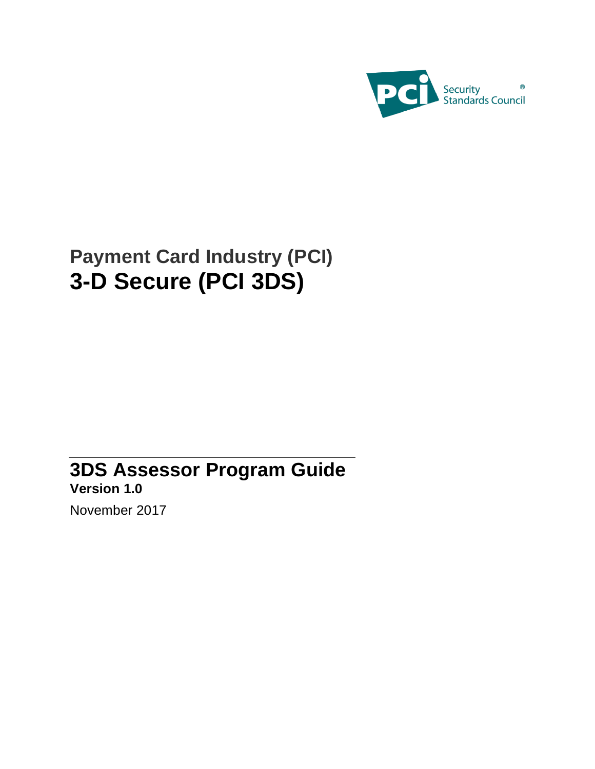# Payment Card Industry (PCI)
# 3-D Secure (PCI 3DS)

## 3DS Assessor Program Guide

**Version 1.0**

November 2017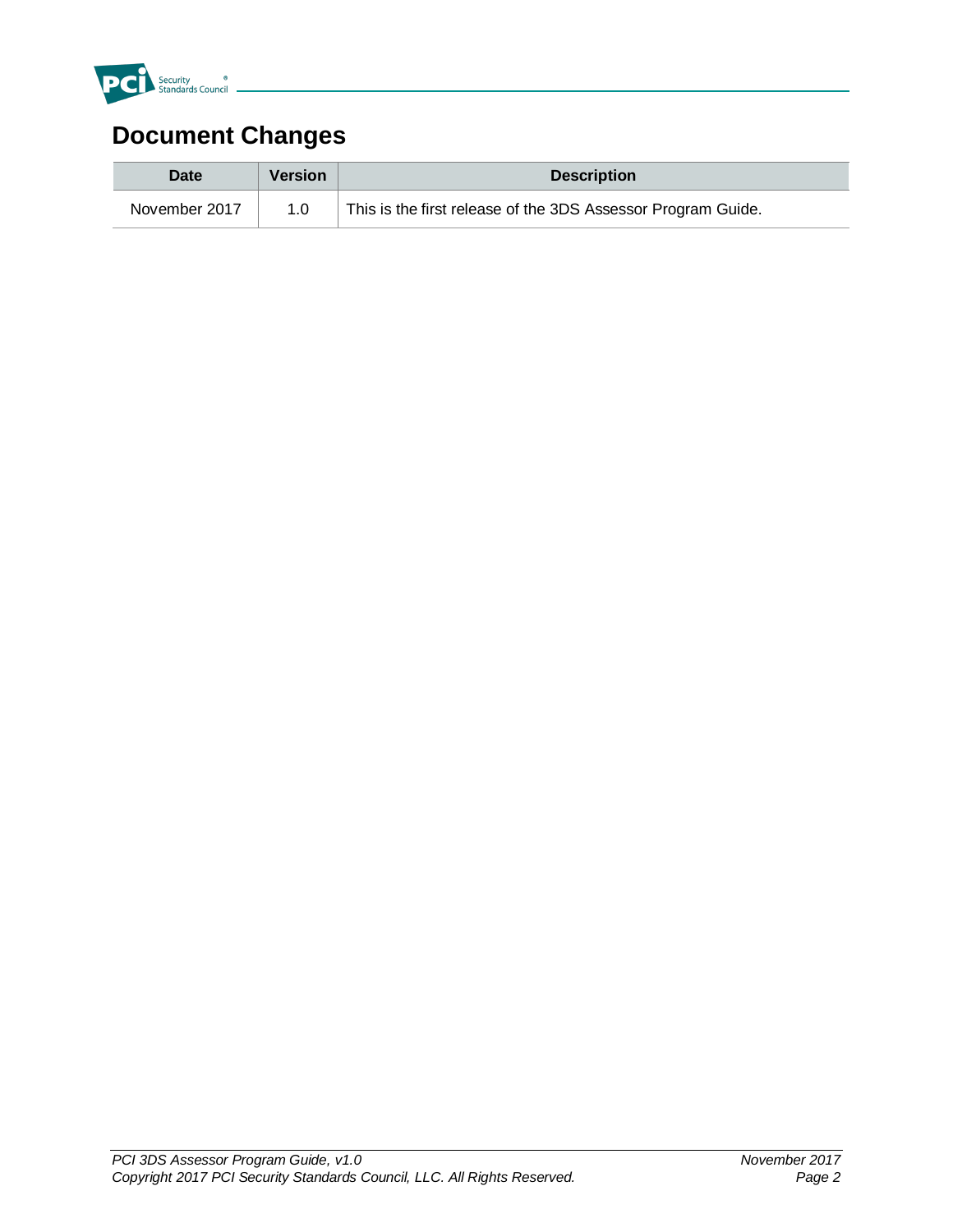# Document Changes

| Date | Version | Description |
| --- | --- | --- |
| November 2017 | 1.0 | This is the first release of the 3DS Assessor Program Guide. |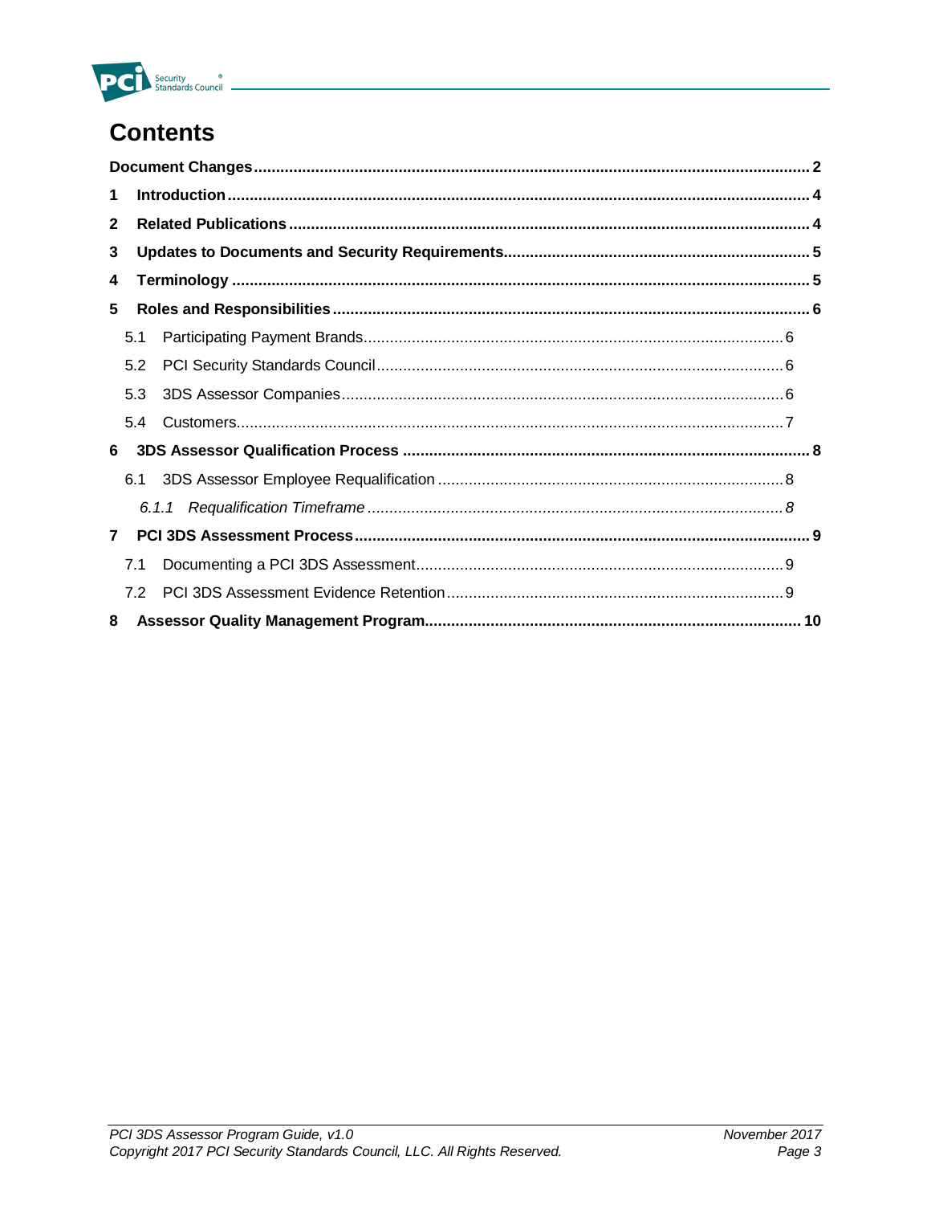# Contents

**Document Changes** ........ **2**

**1 Introduction** ........ **4**

**2 Related Publications** ........ **4**

**3 Updates to Documents and Security Requirements** ........ **5**

**4 Terminology** ........ **5**

**5 Roles and Responsibilities** ........ **6**

- 5.1 Participating Payment Brands ........ 6
- 5.2 PCI Security Standards Council ........ 6
- 5.3 3DS Assessor Companies ........ 6
- 5.4 Customers ........ 7

**6 3DS Assessor Qualification Process** ........ **8**

- 6.1 3DS Assessor Employee Requalification ........ 8
  - *6.1.1 Requalification Timeframe ........ 8*

**7 PCI 3DS Assessment Process** ........ **9**

- 7.1 Documenting a PCI 3DS Assessment ........ 9
- 7.2 PCI 3DS Assessment Evidence Retention ........ 9

**8 Assessor Quality Management Program** ........ **10**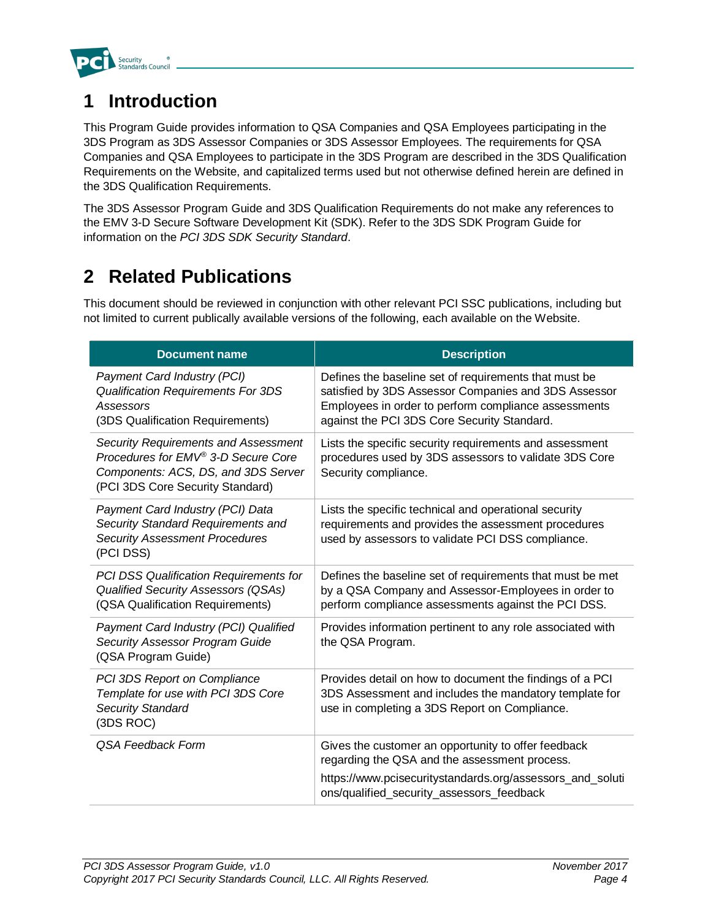# 1 Introduction

This Program Guide provides information to QSA Companies and QSA Employees participating in the 3DS Program as 3DS Assessor Companies or 3DS Assessor Employees. The requirements for QSA Companies and QSA Employees to participate in the 3DS Program are described in the 3DS Qualification Requirements on the Website, and capitalized terms used but not otherwise defined herein are defined in the 3DS Qualification Requirements.

The 3DS Assessor Program Guide and 3DS Qualification Requirements do not make any references to the EMV 3-D Secure Software Development Kit (SDK). Refer to the 3DS SDK Program Guide for information on the *PCI 3DS SDK Security Standard*.

# 2 Related Publications

This document should be reviewed in conjunction with other relevant PCI SSC publications, including but not limited to current publically available versions of the following, each available on the Website.

| Document name | Description |
|---|---|
| *Payment Card Industry (PCI) Qualification Requirements For 3DS Assessors* (3DS Qualification Requirements) | Defines the baseline set of requirements that must be satisfied by 3DS Assessor Companies and 3DS Assessor Employees in order to perform compliance assessments against the PCI 3DS Core Security Standard. |
| *Security Requirements and Assessment Procedures for EMV® 3-D Secure Core Components: ACS, DS, and 3DS Server* (PCI 3DS Core Security Standard) | Lists the specific security requirements and assessment procedures used by 3DS assessors to validate 3DS Core Security compliance. |
| *Payment Card Industry (PCI) Data Security Standard Requirements and Security Assessment Procedures* (PCI DSS) | Lists the specific technical and operational security requirements and provides the assessment procedures used by assessors to validate PCI DSS compliance. |
| *PCI DSS Qualification Requirements for Qualified Security Assessors (QSAs)* (QSA Qualification Requirements) | Defines the baseline set of requirements that must be met by a QSA Company and Assessor-Employees in order to perform compliance assessments against the PCI DSS. |
| *Payment Card Industry (PCI) Qualified Security Assessor Program Guide* (QSA Program Guide) | Provides information pertinent to any role associated with the QSA Program. |
| *PCI 3DS Report on Compliance Template for use with PCI 3DS Core Security Standard* (3DS ROC) | Provides detail on how to document the findings of a PCI 3DS Assessment and includes the mandatory template for use in completing a 3DS Report on Compliance. |
| *QSA Feedback Form* | Gives the customer an opportunity to offer feedback regarding the QSA and the assessment process. https://www.pcisecuritystandards.org/assessors_and_solutions/qualified_security_assessors_feedback |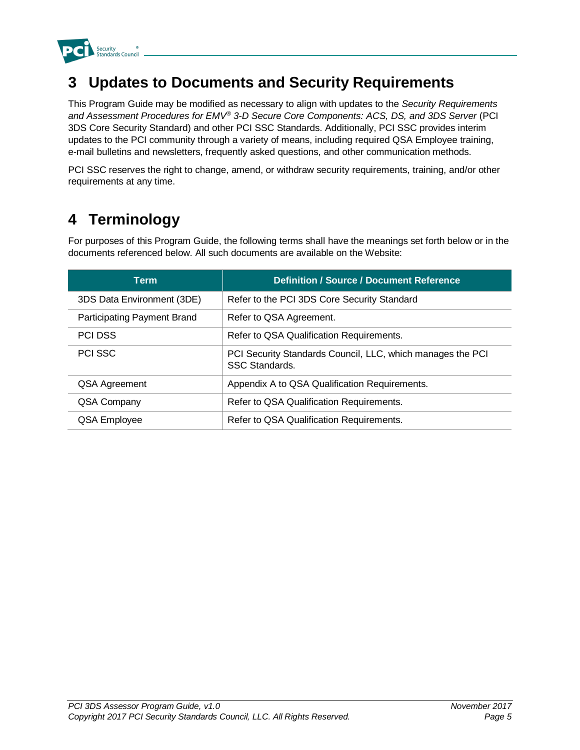# 3 Updates to Documents and Security Requirements

This Program Guide may be modified as necessary to align with updates to the *Security Requirements and Assessment Procedures for EMV® 3-D Secure Core Components: ACS, DS, and 3DS Server* (PCI 3DS Core Security Standard) and other PCI SSC Standards. Additionally, PCI SSC provides interim updates to the PCI community through a variety of means, including required QSA Employee training, e-mail bulletins and newsletters, frequently asked questions, and other communication methods.

PCI SSC reserves the right to change, amend, or withdraw security requirements, training, and/or other requirements at any time.

# 4 Terminology

For purposes of this Program Guide, the following terms shall have the meanings set forth below or in the documents referenced below. All such documents are available on the Website:

| Term | Definition / Source / Document Reference |
| --- | --- |
| 3DS Data Environment (3DE) | Refer to the PCI 3DS Core Security Standard |
| Participating Payment Brand | Refer to QSA Agreement. |
| PCI DSS | Refer to QSA Qualification Requirements. |
| PCI SSC | PCI Security Standards Council, LLC, which manages the PCI SSC Standards. |
| QSA Agreement | Appendix A to QSA Qualification Requirements. |
| QSA Company | Refer to QSA Qualification Requirements. |
| QSA Employee | Refer to QSA Qualification Requirements. |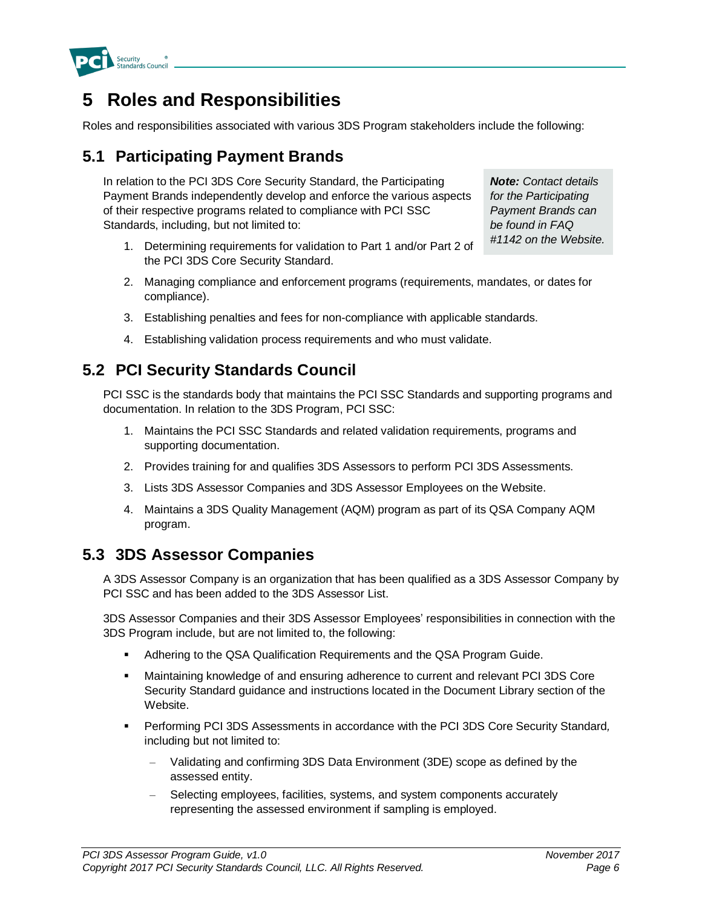# 5 Roles and Responsibilities

Roles and responsibilities associated with various 3DS Program stakeholders include the following:

## 5.1 Participating Payment Brands

In relation to the PCI 3DS Core Security Standard, the Participating Payment Brands independently develop and enforce the various aspects of their respective programs related to compliance with PCI SSC Standards, including, but not limited to:

> ***Note:*** *Contact details for the Participating Payment Brands can be found in FAQ #1142 on the Website.*

1. Determining requirements for validation to Part 1 and/or Part 2 of the PCI 3DS Core Security Standard.
2. Managing compliance and enforcement programs (requirements, mandates, or dates for compliance).
3. Establishing penalties and fees for non-compliance with applicable standards.
4. Establishing validation process requirements and who must validate.

## 5.2 PCI Security Standards Council

PCI SSC is the standards body that maintains the PCI SSC Standards and supporting programs and documentation. In relation to the 3DS Program, PCI SSC:

1. Maintains the PCI SSC Standards and related validation requirements, programs and supporting documentation.
2. Provides training for and qualifies 3DS Assessors to perform PCI 3DS Assessments.
3. Lists 3DS Assessor Companies and 3DS Assessor Employees on the Website.
4. Maintains a 3DS Quality Management (AQM) program as part of its QSA Company AQM program.

## 5.3 3DS Assessor Companies

A 3DS Assessor Company is an organization that has been qualified as a 3DS Assessor Company by PCI SSC and has been added to the 3DS Assessor List.

3DS Assessor Companies and their 3DS Assessor Employees' responsibilities in connection with the 3DS Program include, but are not limited to, the following:

- Adhering to the QSA Qualification Requirements and the QSA Program Guide.
- Maintaining knowledge of and ensuring adherence to current and relevant PCI 3DS Core Security Standard guidance and instructions located in the Document Library section of the Website.
- Performing PCI 3DS Assessments in accordance with the PCI 3DS Core Security Standard, including but not limited to:
  - Validating and confirming 3DS Data Environment (3DE) scope as defined by the assessed entity.
  - Selecting employees, facilities, systems, and system components accurately representing the assessed environment if sampling is employed.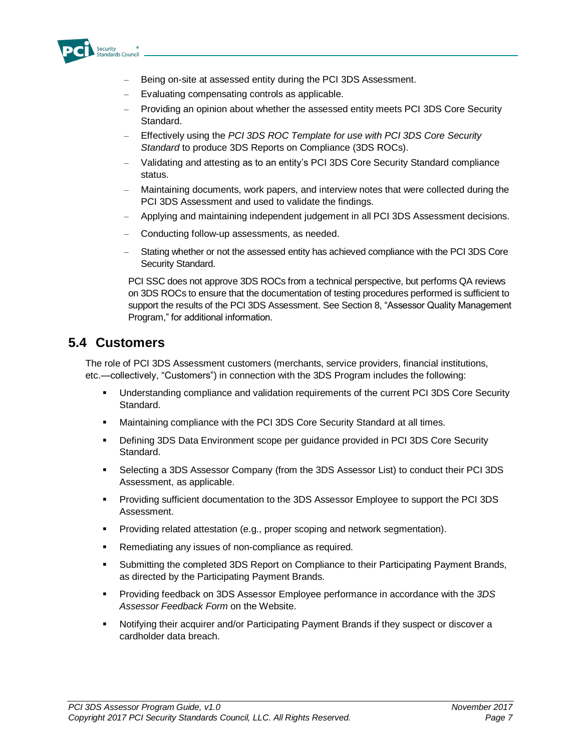- Being on-site at assessed entity during the PCI 3DS Assessment.
- Evaluating compensating controls as applicable.
- Providing an opinion about whether the assessed entity meets PCI 3DS Core Security Standard.
- Effectively using the *PCI 3DS ROC Template for use with PCI 3DS Core Security Standard* to produce 3DS Reports on Compliance (3DS ROCs).
- Validating and attesting as to an entity's PCI 3DS Core Security Standard compliance status.
- Maintaining documents, work papers, and interview notes that were collected during the PCI 3DS Assessment and used to validate the findings.
- Applying and maintaining independent judgement in all PCI 3DS Assessment decisions.
- Conducting follow-up assessments, as needed.
- Stating whether or not the assessed entity has achieved compliance with the PCI 3DS Core Security Standard.

PCI SSC does not approve 3DS ROCs from a technical perspective, but performs QA reviews on 3DS ROCs to ensure that the documentation of testing procedures performed is sufficient to support the results of the PCI 3DS Assessment. See Section 8, "Assessor Quality Management Program," for additional information.

## 5.4 Customers

The role of PCI 3DS Assessment customers (merchants, service providers, financial institutions, etc.—collectively, "Customers") in connection with the 3DS Program includes the following:

- Understanding compliance and validation requirements of the current PCI 3DS Core Security Standard.
- Maintaining compliance with the PCI 3DS Core Security Standard at all times.
- Defining 3DS Data Environment scope per guidance provided in PCI 3DS Core Security Standard.
- Selecting a 3DS Assessor Company (from the 3DS Assessor List) to conduct their PCI 3DS Assessment, as applicable.
- Providing sufficient documentation to the 3DS Assessor Employee to support the PCI 3DS Assessment.
- Providing related attestation (e.g., proper scoping and network segmentation).
- Remediating any issues of non-compliance as required.
- Submitting the completed 3DS Report on Compliance to their Participating Payment Brands, as directed by the Participating Payment Brands.
- Providing feedback on 3DS Assessor Employee performance in accordance with the *3DS Assessor Feedback Form* on the Website.
- Notifying their acquirer and/or Participating Payment Brands if they suspect or discover a cardholder data breach.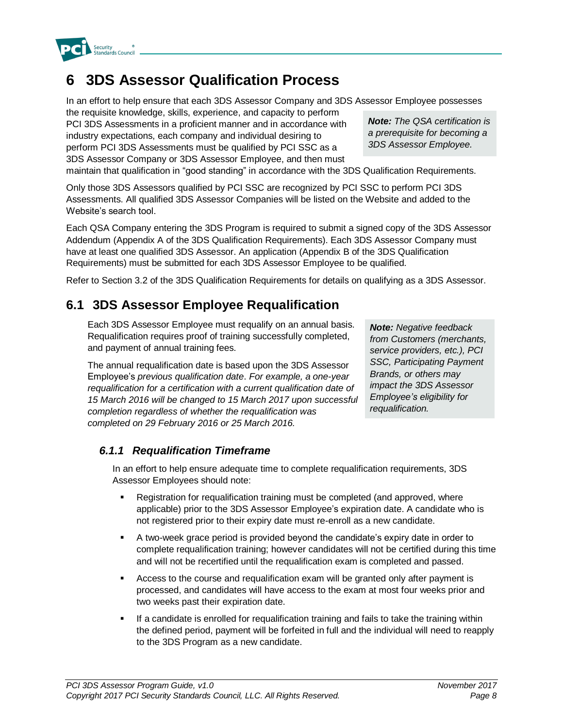# 6 3DS Assessor Qualification Process

In an effort to help ensure that each 3DS Assessor Company and 3DS Assessor Employee possesses the requisite knowledge, skills, experience, and capacity to perform PCI 3DS Assessments in a proficient manner and in accordance with industry expectations, each company and individual desiring to perform PCI 3DS Assessments must be qualified by PCI SSC as a 3DS Assessor Company or 3DS Assessor Employee, and then must maintain that qualification in "good standing" in accordance with the 3DS Qualification Requirements.

> ***Note:*** *The QSA certification is a prerequisite for becoming a 3DS Assessor Employee.*

Only those 3DS Assessors qualified by PCI SSC are recognized by PCI SSC to perform PCI 3DS Assessments. All qualified 3DS Assessor Companies will be listed on the Website and added to the Website's search tool.

Each QSA Company entering the 3DS Program is required to submit a signed copy of the 3DS Assessor Addendum (Appendix A of the 3DS Qualification Requirements). Each 3DS Assessor Company must have at least one qualified 3DS Assessor. An application (Appendix B of the 3DS Qualification Requirements) must be submitted for each 3DS Assessor Employee to be qualified.

Refer to Section 3.2 of the 3DS Qualification Requirements for details on qualifying as a 3DS Assessor.

## 6.1 3DS Assessor Employee Requalification

Each 3DS Assessor Employee must requalify on an annual basis. Requalification requires proof of training successfully completed, and payment of annual training fees.

The annual requalification date is based upon the 3DS Assessor Employee's *previous qualification date*. *For example, a one-year requalification for a certification with a current qualification date of 15 March 2016 will be changed to 15 March 2017 upon successful completion regardless of whether the requalification was completed on 29 February 2016 or 25 March 2016.*

> ***Note:*** *Negative feedback from Customers (merchants, service providers, etc.), PCI SSC, Participating Payment Brands, or others may impact the 3DS Assessor Employee's eligibility for requalification.*

### *6.1.1 Requalification Timeframe*

In an effort to help ensure adequate time to complete requalification requirements, 3DS Assessor Employees should note:

- Registration for requalification training must be completed (and approved, where applicable) prior to the 3DS Assessor Employee's expiration date. A candidate who is not registered prior to their expiry date must re-enroll as a new candidate.
- A two-week grace period is provided beyond the candidate's expiry date in order to complete requalification training; however candidates will not be certified during this time and will not be recertified until the requalification exam is completed and passed.
- Access to the course and requalification exam will be granted only after payment is processed, and candidates will have access to the exam at most four weeks prior and two weeks past their expiration date.
- If a candidate is enrolled for requalification training and fails to take the training within the defined period, payment will be forfeited in full and the individual will need to reapply to the 3DS Program as a new candidate.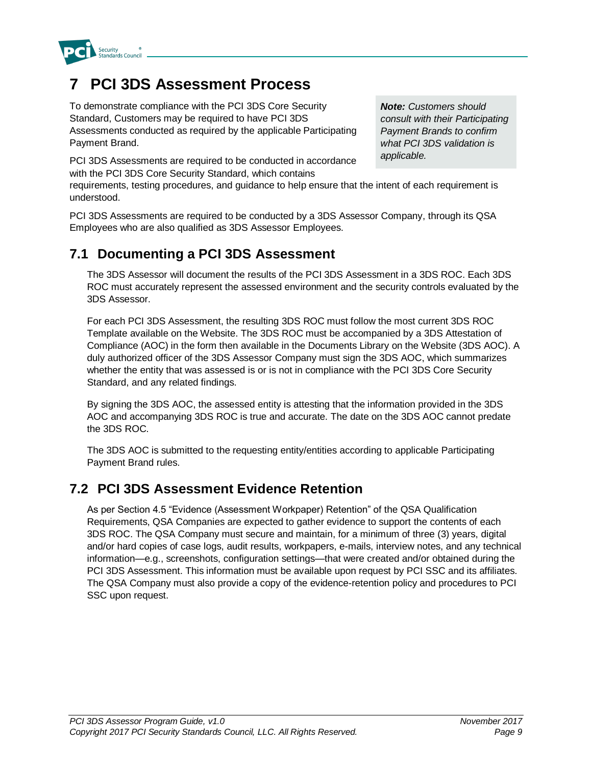# 7 PCI 3DS Assessment Process

To demonstrate compliance with the PCI 3DS Core Security Standard, Customers may be required to have PCI 3DS Assessments conducted as required by the applicable Participating Payment Brand.

> ***Note:*** *Customers should consult with their Participating Payment Brands to confirm what PCI 3DS validation is applicable.*

PCI 3DS Assessments are required to be conducted in accordance with the PCI 3DS Core Security Standard, which contains requirements, testing procedures, and guidance to help ensure that the intent of each requirement is understood.

PCI 3DS Assessments are required to be conducted by a 3DS Assessor Company, through its QSA Employees who are also qualified as 3DS Assessor Employees.

## 7.1 Documenting a PCI 3DS Assessment

The 3DS Assessor will document the results of the PCI 3DS Assessment in a 3DS ROC. Each 3DS ROC must accurately represent the assessed environment and the security controls evaluated by the 3DS Assessor.

For each PCI 3DS Assessment, the resulting 3DS ROC must follow the most current 3DS ROC Template available on the Website. The 3DS ROC must be accompanied by a 3DS Attestation of Compliance (AOC) in the form then available in the Documents Library on the Website (3DS AOC). A duly authorized officer of the 3DS Assessor Company must sign the 3DS AOC, which summarizes whether the entity that was assessed is or is not in compliance with the PCI 3DS Core Security Standard, and any related findings.

By signing the 3DS AOC, the assessed entity is attesting that the information provided in the 3DS AOC and accompanying 3DS ROC is true and accurate. The date on the 3DS AOC cannot predate the 3DS ROC.

The 3DS AOC is submitted to the requesting entity/entities according to applicable Participating Payment Brand rules.

## 7.2 PCI 3DS Assessment Evidence Retention

As per Section 4.5 "Evidence (Assessment Workpaper) Retention" of the QSA Qualification Requirements, QSA Companies are expected to gather evidence to support the contents of each 3DS ROC. The QSA Company must secure and maintain, for a minimum of three (3) years, digital and/or hard copies of case logs, audit results, workpapers, e-mails, interview notes, and any technical information—e.g., screenshots, configuration settings—that were created and/or obtained during the PCI 3DS Assessment. This information must be available upon request by PCI SSC and its affiliates. The QSA Company must also provide a copy of the evidence-retention policy and procedures to PCI SSC upon request.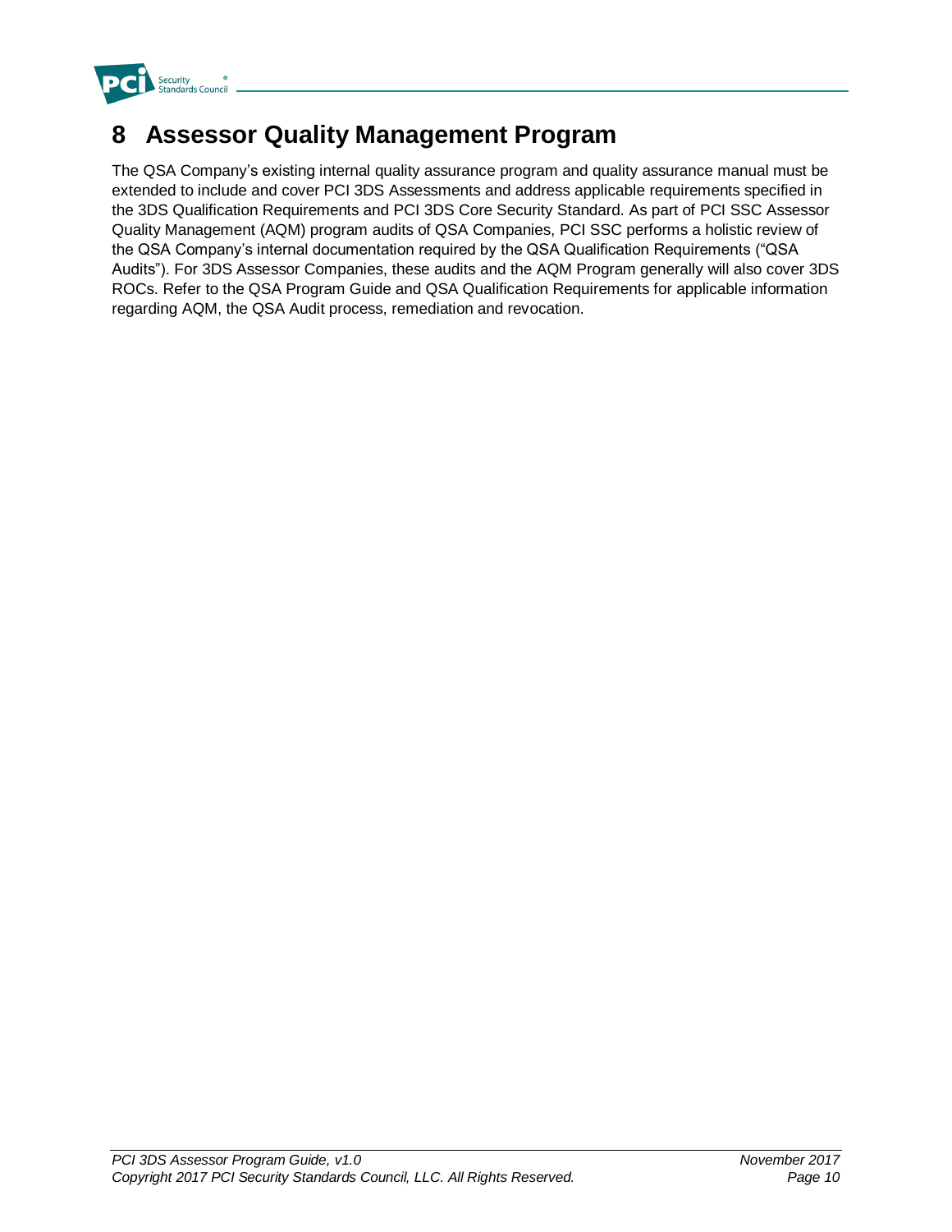# 8 Assessor Quality Management Program

The QSA Company's existing internal quality assurance program and quality assurance manual must be extended to include and cover PCI 3DS Assessments and address applicable requirements specified in the 3DS Qualification Requirements and PCI 3DS Core Security Standard. As part of PCI SSC Assessor Quality Management (AQM) program audits of QSA Companies, PCI SSC performs a holistic review of the QSA Company's internal documentation required by the QSA Qualification Requirements ("QSA Audits"). For 3DS Assessor Companies, these audits and the AQM Program generally will also cover 3DS ROCs. Refer to the QSA Program Guide and QSA Qualification Requirements for applicable information regarding AQM, the QSA Audit process, remediation and revocation.